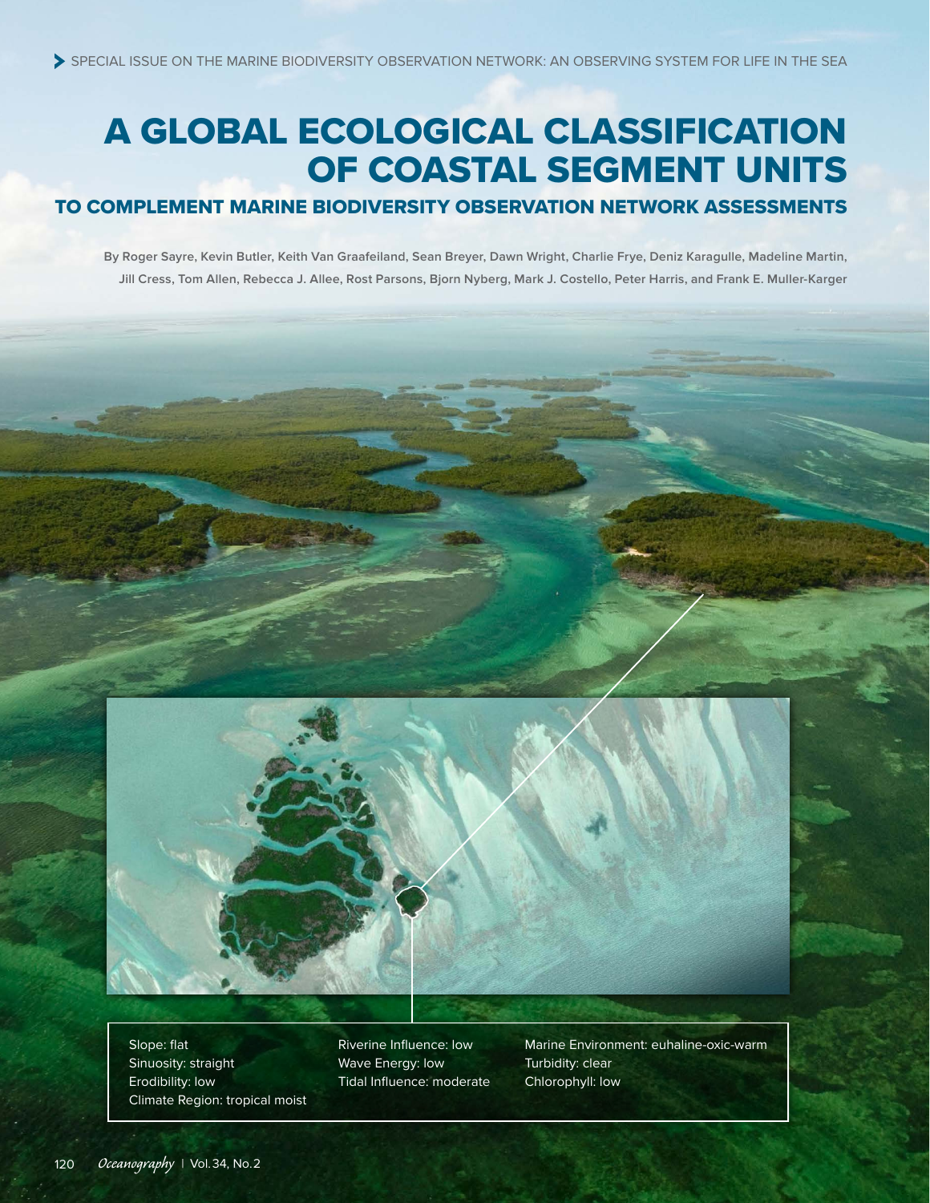SPECIAL ISSUE ON THE MARINE BIODIVERSITY OBSERVATION NETWORK: AN OBSERVING SYSTEM FOR LIFE IN THE SEA

# A GLOBAL ECOLOGICAL CLASSIFICATION OF COASTAL SEGMENT UNITS

## TO COMPLEMENT MARINE BIODIVERSITY OBSERVATION NETWORK ASSESSMENTS

By Roger Sayre, Kevin Butler, Keith Van Graafeiland, Sean Breyer, Dawn Wright, Charlie Frye, Deniz Karagulle, Madeline Martin, Jill Cress, Tom Allen, Rebecca J. Allee, Rost Parsons, Bjorn Nyberg, Mark J. Costello, Peter Harris, and Frank E. Muller-Karger

Slope: flat
Sinuosity: straight
Erodibility: low
Climate Region: tropical moist
Riverine Influence: low
Wave Energy: low
Tidal Influence: moderate
Marine Environment: euhaline-oxic-warm
Turbidity: clear
Chlorophyll: low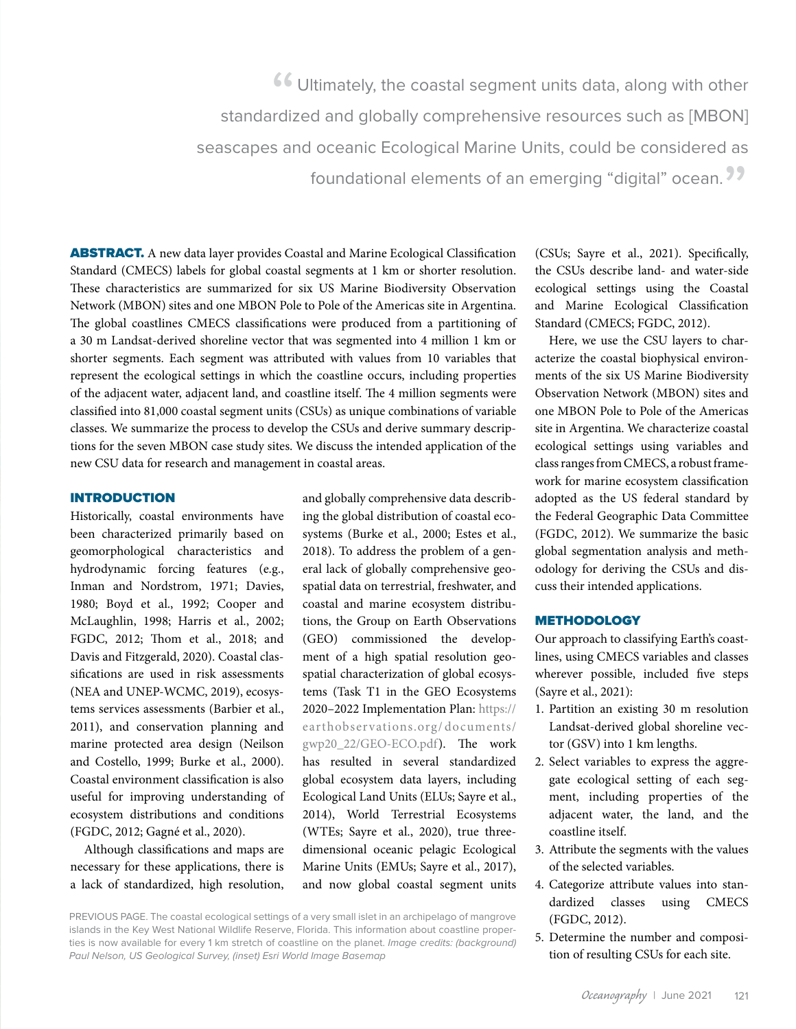> Ultimately, the coastal segment units data, along with other standardized and globally comprehensive resources such as [MBON] seascapes and oceanic Ecological Marine Units, could be considered as foundational elements of an emerging "digital" ocean.

**ABSTRACT.** A new data layer provides Coastal and Marine Ecological Classification Standard (CMECS) labels for global coastal segments at 1 km or shorter resolution. These characteristics are summarized for six US Marine Biodiversity Observation Network (MBON) sites and one MBON Pole to Pole of the Americas site in Argentina. The global coastlines CMECS classifications were produced from a partitioning of a 30 m Landsat-derived shoreline vector that was segmented into 4 million 1 km or shorter segments. Each segment was attributed with values from 10 variables that represent the ecological settings in which the coastline occurs, including properties of the adjacent water, adjacent land, and coastline itself. The 4 million segments were classified into 81,000 coastal segment units (CSUs) as unique combinations of variable classes. We summarize the process to develop the CSUs and derive summary descriptions for the seven MBON case study sites. We discuss the intended application of the new CSU data for research and management in coastal areas.

## INTRODUCTION

Historically, coastal environments have been characterized primarily based on geomorphological characteristics and hydrodynamic forcing features (e.g., Inman and Nordstrom, 1971; Davies, 1980; Boyd et al., 1992; Cooper and McLaughlin, 1998; Harris et al., 2002; FGDC, 2012; Thom et al., 2018; and Davis and Fitzgerald, 2020). Coastal classifications are used in risk assessments (NEA and UNEP-WCMC, 2019), ecosystems services assessments (Barbier et al., 2011), and conservation planning and marine protected area design (Neilson and Costello, 1999; Burke et al., 2000). Coastal environment classification is also useful for improving understanding of ecosystem distributions and conditions (FGDC, 2012; Gagné et al., 2020).

Although classifications and maps are necessary for these applications, there is a lack of standardized, high resolution, and globally comprehensive data describing the global distribution of coastal ecosystems (Burke et al., 2000; Estes et al., 2018). To address the problem of a general lack of globally comprehensive geospatial data on terrestrial, freshwater, and coastal and marine ecosystem distributions, the Group on Earth Observations (GEO) commissioned the development of a high spatial resolution geospatial characterization of global ecosystems (Task T1 in the GEO Ecosystems 2020–2022 Implementation Plan: https://earthobservations.org/documents/gwp20_22/GEO-ECO.pdf). The work has resulted in several standardized global ecosystem data layers, including Ecological Land Units (ELUs; Sayre et al., 2014), World Terrestrial Ecosystems (WTEs; Sayre et al., 2020), true three-dimensional oceanic pelagic Ecological Marine Units (EMUs; Sayre et al., 2017), and now global coastal segment units (CSUs; Sayre et al., 2021). Specifically, the CSUs describe land- and water-side ecological settings using the Coastal and Marine Ecological Classification Standard (CMECS; FGDC, 2012).

Here, we use the CSU layers to characterize the coastal biophysical environments of the six US Marine Biodiversity Observation Network (MBON) sites and one MBON Pole to Pole of the Americas site in Argentina. We characterize coastal ecological settings using variables and class ranges from CMECS, a robust framework for marine ecosystem classification adopted as the US federal standard by the Federal Geographic Data Committee (FGDC, 2012). We summarize the basic global segmentation analysis and methodology for deriving the CSUs and discuss their intended applications.

## METHODOLOGY

Our approach to classifying Earth's coastlines, using CMECS variables and classes wherever possible, included five steps (Sayre et al., 2021):

1. Partition an existing 30 m resolution Landsat-derived global shoreline vector (GSV) into 1 km lengths.
2. Select variables to express the aggregate ecological setting of each segment, including properties of the adjacent water, the land, and the coastline itself.
3. Attribute the segments with the values of the selected variables.
4. Categorize attribute values into standardized classes using CMECS (FGDC, 2012).
5. Determine the number and composition of resulting CSUs for each site.

PREVIOUS PAGE. The coastal ecological settings of a very small islet in an archipelago of mangrove islands in the Key West National Wildlife Reserve, Florida. This information about coastline properties is now available for every 1 km stretch of coastline on the planet. *Image credits: (background) Paul Nelson, US Geological Survey, (inset) Esri World Image Basemap*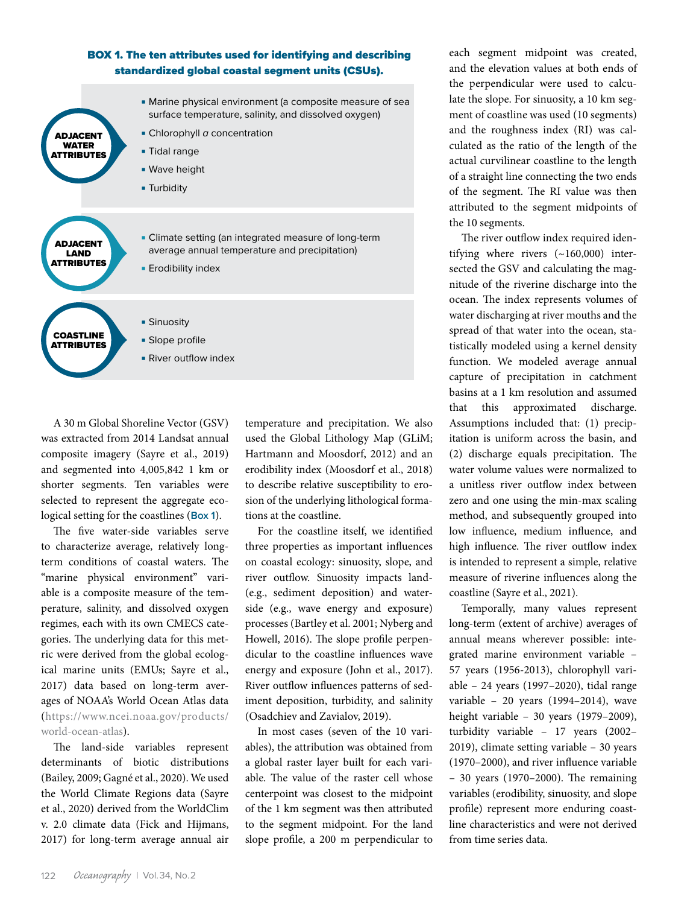**BOX 1. The ten attributes used for identifying and describing standardized global coastal segment units (CSUs).**

**ADJACENT WATER ATTRIBUTES**

- Marine physical environment (a composite measure of sea surface temperature, salinity, and dissolved oxygen)
- Chlorophyll *a* concentration
- Tidal range
- Wave height
- Turbidity

**ADJACENT LAND ATTRIBUTES**

- Climate setting (an integrated measure of long-term average annual temperature and precipitation)
- Erodibility index

**COASTLINE ATTRIBUTES**

- Sinuosity
- Slope profile
- River outflow index

A 30 m Global Shoreline Vector (GSV) was extracted from 2014 Landsat annual composite imagery (Sayre et al., 2019) and segmented into 4,005,842 1 km or shorter segments. Ten variables were selected to represent the aggregate ecological setting for the coastlines (Box 1).

The five water-side variables serve to characterize average, relatively long-term conditions of coastal waters. The "marine physical environment" variable is a composite measure of the temperature, salinity, and dissolved oxygen regimes, each with its own CMECS categories. The underlying data for this metric were derived from the global ecological marine units (EMUs; Sayre et al., 2017) data based on long-term averages of NOAA's World Ocean Atlas data (https://www.ncei.noaa.gov/products/world-ocean-atlas).

The land-side variables represent determinants of biotic distributions (Bailey, 2009; Gagné et al., 2020). We used the World Climate Regions data (Sayre et al., 2020) derived from the WorldClim v. 2.0 climate data (Fick and Hijmans, 2017) for long-term average annual air temperature and precipitation. We also used the Global Lithology Map (GLiM; Hartmann and Moosdorf, 2012) and an erodibility index (Moosdorf et al., 2018) to describe relative susceptibility to erosion of the underlying lithological formations at the coastline.

For the coastline itself, we identified three properties as important influences on coastal ecology: sinuosity, slope, and river outflow. Sinuosity impacts land- (e.g., sediment deposition) and water-side (e.g., wave energy and exposure) processes (Bartley et al. 2001; Nyberg and Howell, 2016). The slope profile perpendicular to the coastline influences wave energy and exposure (John et al., 2017). River outflow influences patterns of sediment deposition, turbidity, and salinity (Osadchiev and Zavialov, 2019).

In most cases (seven of the 10 variables), the attribution was obtained from a global raster layer built for each variable. The value of the raster cell whose centerpoint was closest to the midpoint of the 1 km segment was then attributed to the segment midpoint. For the land slope profile, a 200 m perpendicular to each segment midpoint was created, and the elevation values at both ends of the perpendicular were used to calculate the slope. For sinuosity, a 10 km segment of coastline was used (10 segments) and the roughness index (RI) was calculated as the ratio of the length of the actual curvilinear coastline to the length of a straight line connecting the two ends of the segment. The RI value was then attributed to the segment midpoints of the 10 segments.

The river outflow index required identifying where rivers (~160,000) intersected the GSV and calculating the magnitude of the riverine discharge into the ocean. The index represents volumes of water discharging at river mouths and the spread of that water into the ocean, statistically modeled using a kernel density function. We modeled average annual capture of precipitation in catchment basins at a 1 km resolution and assumed that this approximated discharge. Assumptions included that: (1) precipitation is uniform across the basin, and (2) discharge equals precipitation. The water volume values were normalized to a unitless river outflow index between zero and one using the min-max scaling method, and subsequently grouped into low influence, medium influence, and high influence. The river outflow index is intended to represent a simple, relative measure of riverine influences along the coastline (Sayre et al., 2021).

Temporally, many values represent long-term (extent of archive) averages of annual means wherever possible: integrated marine environment variable – 57 years (1956-2013), chlorophyll variable – 24 years (1997–2020), tidal range variable – 20 years (1994–2014), wave height variable – 30 years (1979–2009), turbidity variable – 17 years (2002–2019), climate setting variable – 30 years (1970–2000), and river influence variable – 30 years (1970–2000). The remaining variables (erodibility, sinuosity, and slope profile) represent more enduring coastline characteristics and were not derived from time series data.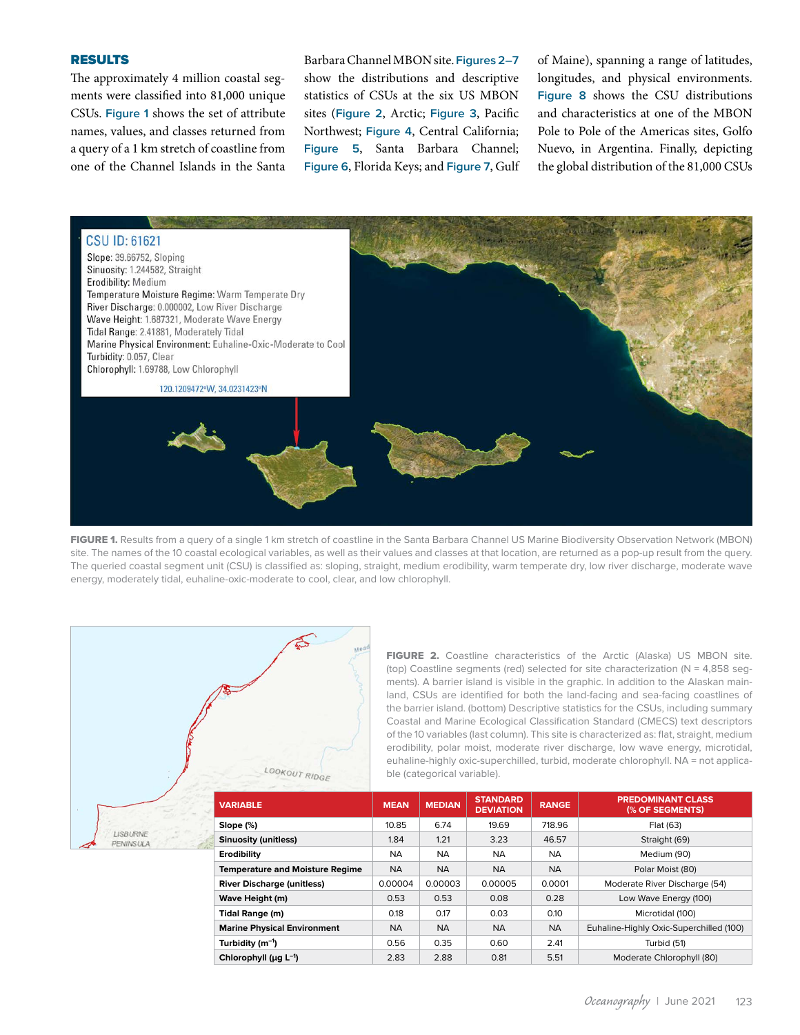## RESULTS

The approximately 4 million coastal segments were classified into 81,000 unique CSUs. Figure 1 shows the set of attribute names, values, and classes returned from a query of a 1 km stretch of coastline from one of the Channel Islands in the Santa Barbara Channel MBON site. Figures 2–7 show the distributions and descriptive statistics of CSUs at the six US MBON sites (Figure 2, Arctic; Figure 3, Pacific Northwest; Figure 4, Central California; Figure 5, Santa Barbara Channel; Figure 6, Florida Keys; and Figure 7, Gulf of Maine), spanning a range of latitudes, longitudes, and physical environments. Figure 8 shows the CSU distributions and characteristics at one of the MBON Pole to Pole of the Americas sites, Golfo Nuevo, in Argentina. Finally, depicting the global distribution of the 81,000 CSUs

**FIGURE 1.** Results from a query of a single 1 km stretch of coastline in the Santa Barbara Channel US Marine Biodiversity Observation Network (MBON) site. The names of the 10 coastal ecological variables, as well as their values and classes at that location, are returned as a pop-up result from the query. The queried coastal segment unit (CSU) is classified as: sloping, straight, medium erodibility, warm temperate dry, low river discharge, moderate wave energy, moderately tidal, euhaline-oxic-moderate to cool, clear, and low chlorophyll.

**FIGURE 2.** Coastline characteristics of the Arctic (Alaska) US MBON site. (top) Coastline segments (red) selected for site characterization (N = 4,858 segments). A barrier island is visible in the graphic. In addition to the Alaskan mainland, CSUs are identified for both the land-facing and sea-facing coastlines of the barrier island. (bottom) Descriptive statistics for the CSUs, including summary Coastal and Marine Ecological Classification Standard (CMECS) text descriptors of the 10 variables (last column). This site is characterized as: flat, straight, medium erodibility, polar moist, moderate river discharge, low wave energy, microtidal, euhaline-highly oxic-superchilled, turbid, moderate chlorophyll. NA = not applicable (categorical variable).

| VARIABLE | MEAN | MEDIAN | STANDARD DEVIATION | RANGE | PREDOMINANT CLASS (% OF SEGMENTS) |
|---|---|---|---|---|---|
| Slope (%) | 10.85 | 6.74 | 19.69 | 718.96 | Flat (63) |
| Sinuosity (unitless) | 1.84 | 1.21 | 3.23 | 46.57 | Straight (69) |
| Erodibility | NA | NA | NA | NA | Medium (90) |
| Temperature and Moisture Regime | NA | NA | NA | NA | Polar Moist (80) |
| River Discharge (unitless) | 0.00004 | 0.00003 | 0.00005 | 0.0001 | Moderate River Discharge (54) |
| Wave Height (m) | 0.53 | 0.53 | 0.08 | 0.28 | Low Wave Energy (100) |
| Tidal Range (m) | 0.18 | 0.17 | 0.03 | 0.10 | Microtidal (100) |
| Marine Physical Environment | NA | NA | NA | NA | Euhaline-Highly Oxic-Superchilled (100) |
| Turbidity ($m^{-1}$) | 0.56 | 0.35 | 0.60 | 2.41 | Turbid (51) |
| Chlorophyll ($\mu g\ L^{-1}$) | 2.83 | 2.88 | 0.81 | 5.51 | Moderate Chlorophyll (80) |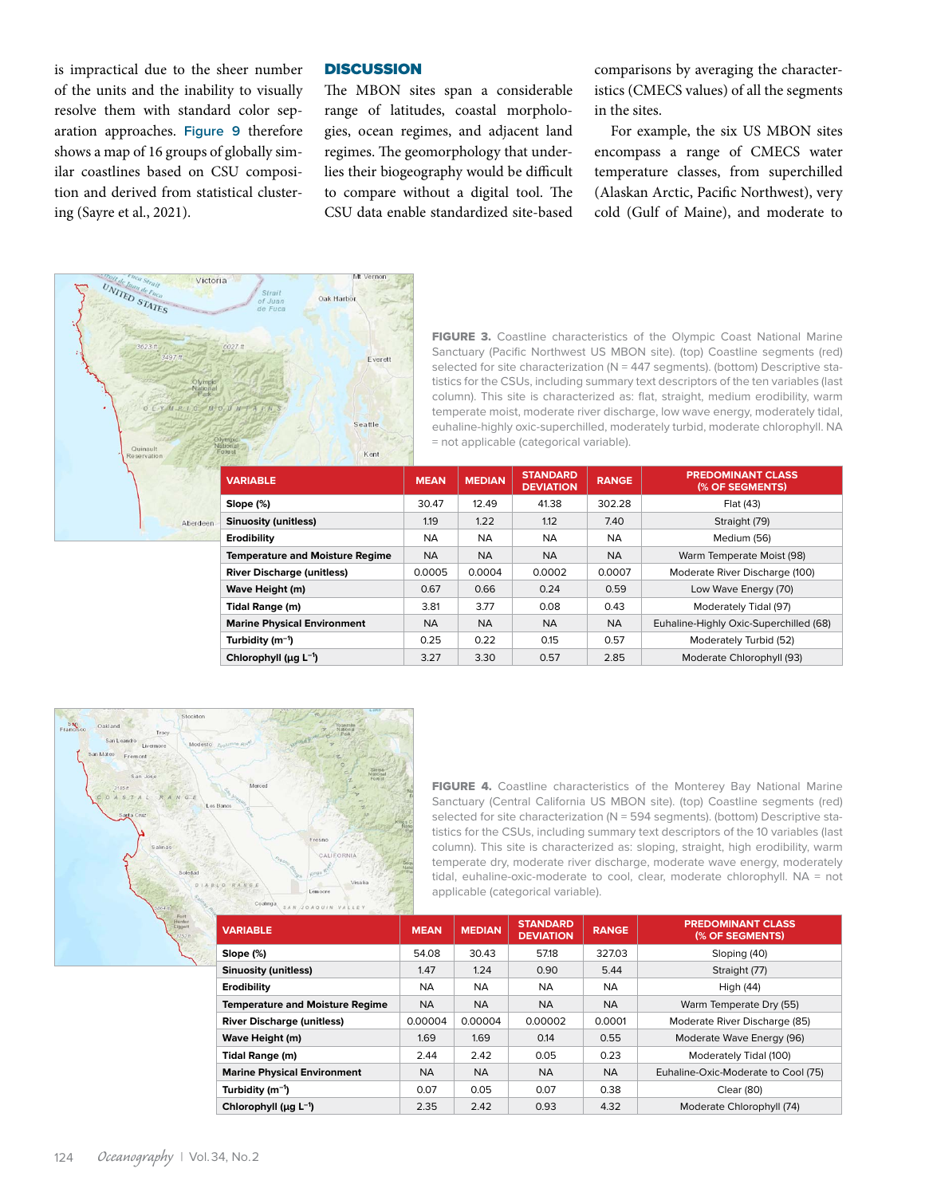is impractical due to the sheer number of the units and the inability to visually resolve them with standard color separation approaches. Figure 9 therefore shows a map of 16 groups of globally similar coastlines based on CSU composition and derived from statistical clustering (Sayre et al., 2021).

## DISCUSSION

The MBON sites span a considerable range of latitudes, coastal morphologies, ocean regimes, and adjacent land regimes. The geomorphology that underlies their biogeography would be difficult to compare without a digital tool. The CSU data enable standardized site-based comparisons by averaging the characteristics (CMECS values) of all the segments in the sites.

For example, the six US MBON sites encompass a range of CMECS water temperature classes, from superchilled (Alaskan Arctic, Pacific Northwest), very cold (Gulf of Maine), and moderate to

**FIGURE 3.** Coastline characteristics of the Olympic Coast National Marine Sanctuary (Pacific Northwest US MBON site). (top) Coastline segments (red) selected for site characterization (N = 447 segments). (bottom) Descriptive statistics for the CSUs, including summary text descriptors of the ten variables (last column). This site is characterized as: flat, straight, medium erodibility, warm temperate moist, moderate river discharge, low wave energy, moderately tidal, euhaline-highly oxic-superchilled, moderately turbid, moderate chlorophyll. NA = not applicable (categorical variable).

| VARIABLE | MEAN | MEDIAN | STANDARD DEVIATION | RANGE | PREDOMINANT CLASS (% OF SEGMENTS) |
|---|---|---|---|---|---|
| **Slope (%)** | 30.47 | 12.49 | 41.38 | 302.28 | Flat (43) |
| **Sinuosity (unitless)** | 1.19 | 1.22 | 1.12 | 7.40 | Straight (79) |
| **Erodibility** | NA | NA | NA | NA | Medium (56) |
| **Temperature and Moisture Regime** | NA | NA | NA | NA | Warm Temperate Moist (98) |
| **River Discharge (unitless)** | 0.0005 | 0.0004 | 0.0002 | 0.0007 | Moderate River Discharge (100) |
| **Wave Height (m)** | 0.67 | 0.66 | 0.24 | 0.59 | Low Wave Energy (70) |
| **Tidal Range (m)** | 3.81 | 3.77 | 0.08 | 0.43 | Moderately Tidal (97) |
| **Marine Physical Environment** | NA | NA | NA | NA | Euhaline-Highly Oxic-Superchilled (68) |
| **Turbidity ($m^{-1}$)** | 0.25 | 0.22 | 0.15 | 0.57 | Moderately Turbid (52) |
| **Chlorophyll ($\mu g\ L^{-1}$)** | 3.27 | 3.30 | 0.57 | 2.85 | Moderate Chlorophyll (93) |

**FIGURE 4.** Coastline characteristics of the Monterey Bay National Marine Sanctuary (Central California US MBON site). (top) Coastline segments (red) selected for site characterization (N = 594 segments). (bottom) Descriptive statistics for the CSUs, including summary text descriptors of the 10 variables (last column). This site is characterized as: sloping, straight, high erodibility, warm temperate dry, moderate river discharge, moderate wave energy, moderately tidal, euhaline-oxic-moderate to cool, clear, moderate chlorophyll. NA = not applicable (categorical variable).

| VARIABLE | MEAN | MEDIAN | STANDARD DEVIATION | RANGE | PREDOMINANT CLASS (% OF SEGMENTS) |
|---|---|---|---|---|---|
| **Slope (%)** | 54.08 | 30.43 | 57.18 | 327.03 | Sloping (40) |
| **Sinuosity (unitless)** | 1.47 | 1.24 | 0.90 | 5.44 | Straight (77) |
| **Erodibility** | NA | NA | NA | NA | High (44) |
| **Temperature and Moisture Regime** | NA | NA | NA | NA | Warm Temperate Dry (55) |
| **River Discharge (unitless)** | 0.00004 | 0.00004 | 0.00002 | 0.0001 | Moderate River Discharge (85) |
| **Wave Height (m)** | 1.69 | 1.69 | 0.14 | 0.55 | Moderate Wave Energy (96) |
| **Tidal Range (m)** | 2.44 | 2.42 | 0.05 | 0.23 | Moderately Tidal (100) |
| **Marine Physical Environment** | NA | NA | NA | NA | Euhaline-Oxic-Moderate to Cool (75) |
| **Turbidity ($m^{-1}$)** | 0.07 | 0.05 | 0.07 | 0.38 | Clear (80) |
| **Chlorophyll ($\mu g\ L^{-1}$)** | 2.35 | 2.42 | 0.93 | 4.32 | Moderate Chlorophyll (74) |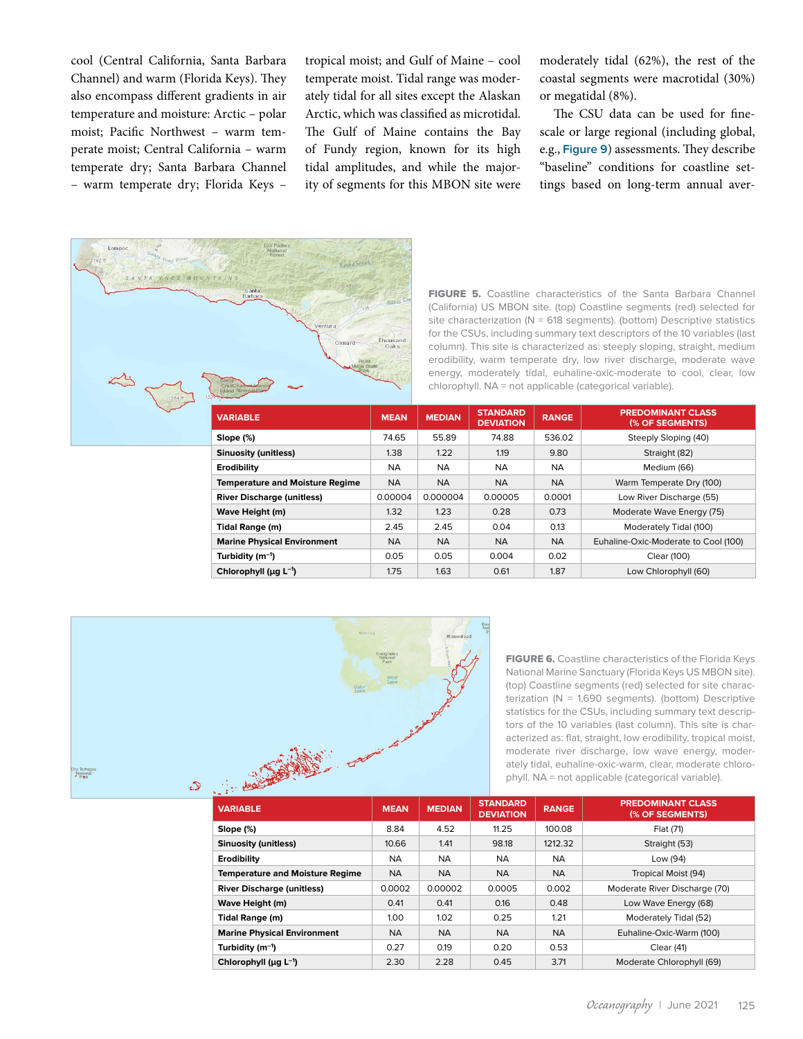cool (Central California, Santa Barbara Channel) and warm (Florida Keys). They also encompass different gradients in air temperature and moisture: Arctic – polar moist; Pacific Northwest – warm temperate moist; Central California – warm temperate dry; Santa Barbara Channel – warm temperate dry; Florida Keys – tropical moist; and Gulf of Maine – cool temperate moist. Tidal range was moderately tidal for all sites except the Alaskan Arctic, which was classified as microtidal. The Gulf of Maine contains the Bay of Fundy region, known for its high tidal amplitudes, and while the majority of segments for this MBON site were moderately tidal (62%), the rest of the coastal segments were macrotidal (30%) or megatidal (8%).

The CSU data can be used for fine-scale or large regional (including global, e.g., Figure 9) assessments. They describe "baseline" conditions for coastline settings based on long-term annual aver-

| VARIABLE | MEAN | MEDIAN | STANDARD DEVIATION | RANGE | PREDOMINANT CLASS (% OF SEGMENTS) |
|---|---|---|---|---|---|
| Slope (%) | 74.65 | 55.89 | 74.88 | 536.02 | Steeply Sloping (40) |
| Sinuosity (unitless) | 1.38 | 1.22 | 1.19 | 9.80 | Straight (82) |
| Erodibility | NA | NA | NA | NA | Medium (66) |
| Temperature and Moisture Regime | NA | NA | NA | NA | Warm Temperate Dry (100) |
| River Discharge (unitless) | 0.00004 | 0.000004 | 0.00005 | 0.0001 | Low River Discharge (55) |
| Wave Height (m) | 1.32 | 1.23 | 0.28 | 0.73 | Moderate Wave Energy (75) |
| Tidal Range (m) | 2.45 | 2.45 | 0.04 | 0.13 | Moderately Tidal (100) |
| Marine Physical Environment | NA | NA | NA | NA | Euhaline-Oxic-Moderate to Cool (100) |
| Turbidity ($m^{-1}$) | 0.05 | 0.05 | 0.004 | 0.02 | Clear (100) |
| Chlorophyll ($\mu g\ L^{-1}$) | 1.75 | 1.63 | 0.61 | 1.87 | Low Chlorophyll (60) |

**FIGURE 5.** Coastline characteristics of the Santa Barbara Channel (California) US MBON site. (top) Coastline segments (red) selected for site characterization (N = 618 segments). (bottom) Descriptive statistics for the CSUs, including summary text descriptors of the 10 variables (last column). This site is characterized as: steeply sloping, straight, medium erodibility, warm temperate dry, low river discharge, moderate wave energy, moderately tidal, euhaline-oxic-moderate to cool, clear, low chlorophyll. NA = not applicable (categorical variable).

| VARIABLE | MEAN | MEDIAN | STANDARD DEVIATION | RANGE | PREDOMINANT CLASS (% OF SEGMENTS) |
|---|---|---|---|---|---|
| Slope (%) | 8.84 | 4.52 | 11.25 | 100.08 | Flat (71) |
| Sinuosity (unitless) | 10.66 | 1.41 | 98.18 | 1212.32 | Straight (53) |
| Erodibility | NA | NA | NA | NA | Low (94) |
| Temperature and Moisture Regime | NA | NA | NA | NA | Tropical Moist (94) |
| River Discharge (unitless) | 0.0002 | 0.00002 | 0.0005 | 0.002 | Moderate River Discharge (70) |
| Wave Height (m) | 0.41 | 0.41 | 0.16 | 0.48 | Low Wave Energy (68) |
| Tidal Range (m) | 1.00 | 1.02 | 0.25 | 1.21 | Moderately Tidal (52) |
| Marine Physical Environment | NA | NA | NA | NA | Euhaline-Oxic-Warm (100) |
| Turbidity ($m^{-1}$) | 0.27 | 0.19 | 0.20 | 0.53 | Clear (41) |
| Chlorophyll ($\mu g\ L^{-1}$) | 2.30 | 2.28 | 0.45 | 3.71 | Moderate Chlorophyll (69) |

**FIGURE 6.** Coastline characteristics of the Florida Keys National Marine Sanctuary (Florida Keys US MBON site). (top) Coastline segments (red) selected for site characterization (N = 1,690 segments). (bottom) Descriptive statistics for the CSUs, including summary text descriptors of the 10 variables (last column). This site is characterized as: flat, straight, low erodibility, tropical moist, moderate river discharge, low wave energy, moderately tidal, euhaline-oxic-warm, clear, moderate chlorophyll. NA = not applicable (categorical variable).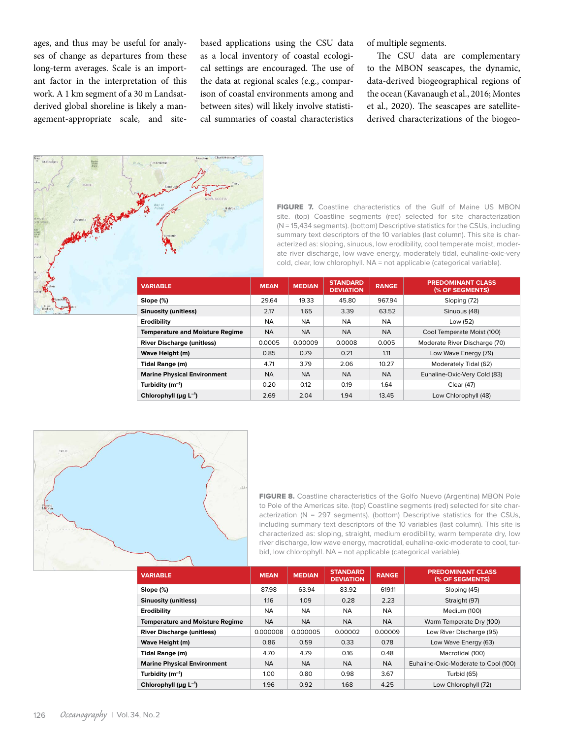ages, and thus may be useful for analyses of change as departures from these long-term averages. Scale is an important factor in the interpretation of this work. A 1 km segment of a 30 m Landsat-derived global shoreline is likely a management-appropriate scale, and site-based applications using the CSU data as a local inventory of coastal ecological settings are encouraged. The use of the data at regional scales (e.g., comparison of coastal environments among and between sites) will likely involve statistical summaries of coastal characteristics of multiple segments.

The CSU data are complementary to the MBON seascapes, the dynamic, data-derived biogeographical regions of the ocean (Kavanaugh et al., 2016; Montes et al., 2020). The seascapes are satellite-derived characterizations of the biogeo-

**FIGURE 7.** Coastline characteristics of the Gulf of Maine US MBON site. (top) Coastline segments (red) selected for site characterization (N = 15,434 segments). (bottom) Descriptive statistics for the CSUs, including summary text descriptors of the 10 variables (last column). This site is characterized as: sloping, sinuous, low erodibility, cool temperate moist, moderate river discharge, low wave energy, moderately tidal, euhaline-oxic-very cold, clear, low chlorophyll. NA = not applicable (categorical variable).

| VARIABLE | MEAN | MEDIAN | STANDARD DEVIATION | RANGE | PREDOMINANT CLASS (% OF SEGMENTS) |
|---|---|---|---|---|---|
| **Slope (%)** | 29.64 | 19.33 | 45.80 | 967.94 | Sloping (72) |
| **Sinuosity (unitless)** | 2.17 | 1.65 | 3.39 | 63.52 | Sinuous (48) |
| **Erodibility** | NA | NA | NA | NA | Low (52) |
| **Temperature and Moisture Regime** | NA | NA | NA | NA | Cool Temperate Moist (100) |
| **River Discharge (unitless)** | 0.0005 | 0.00009 | 0.0008 | 0.005 | Moderate River Discharge (70) |
| **Wave Height (m)** | 0.85 | 0.79 | 0.21 | 1.11 | Low Wave Energy (79) |
| **Tidal Range (m)** | 4.71 | 3.79 | 2.06 | 10.27 | Moderately Tidal (62) |
| **Marine Physical Environment** | NA | NA | NA | NA | Euhaline-Oxic-Very Cold (83) |
| **Turbidity ($m^{-1}$)** | 0.20 | 0.12 | 0.19 | 1.64 | Clear (47) |
| **Chlorophyll ($\mu g\ L^{-1}$)** | 2.69 | 2.04 | 1.94 | 13.45 | Low Chlorophyll (48) |

**FIGURE 8.** Coastline characteristics of the Golfo Nuevo (Argentina) MBON Pole to Pole of the Americas site. (top) Coastline segments (red) selected for site characterization (N = 297 segments). (bottom) Descriptive statistics for the CSUs, including summary text descriptors of the 10 variables (last column). This site is characterized as: sloping, straight, medium erodibility, warm temperate dry, low river discharge, low wave energy, macrotidal, euhaline-oxic-moderate to cool, turbid, low chlorophyll. NA = not applicable (categorical variable).

| VARIABLE | MEAN | MEDIAN | STANDARD DEVIATION | RANGE | PREDOMINANT CLASS (% OF SEGMENTS) |
|---|---|---|---|---|---|
| **Slope (%)** | 87.98 | 63.94 | 83.92 | 619.11 | Sloping (45) |
| **Sinuosity (unitless)** | 1.16 | 1.09 | 0.28 | 2.23 | Straight (97) |
| **Erodibility** | NA | NA | NA | NA | Medium (100) |
| **Temperature and Moisture Regime** | NA | NA | NA | NA | Warm Temperate Dry (100) |
| **River Discharge (unitless)** | 0.000008 | 0.000005 | 0.00002 | 0.00009 | Low River Discharge (95) |
| **Wave Height (m)** | 0.86 | 0.59 | 0.33 | 0.78 | Low Wave Energy (63) |
| **Tidal Range (m)** | 4.70 | 4.79 | 0.16 | 0.48 | Macrotidal (100) |
| **Marine Physical Environment** | NA | NA | NA | NA | Euhaline-Oxic-Moderate to Cool (100) |
| **Turbidity ($m^{-1}$)** | 1.00 | 0.80 | 0.98 | 3.67 | Turbid (65) |
| **Chlorophyll ($\mu g\ L^{-1}$)** | 1.96 | 0.92 | 1.68 | 4.25 | Low Chlorophyll (72) |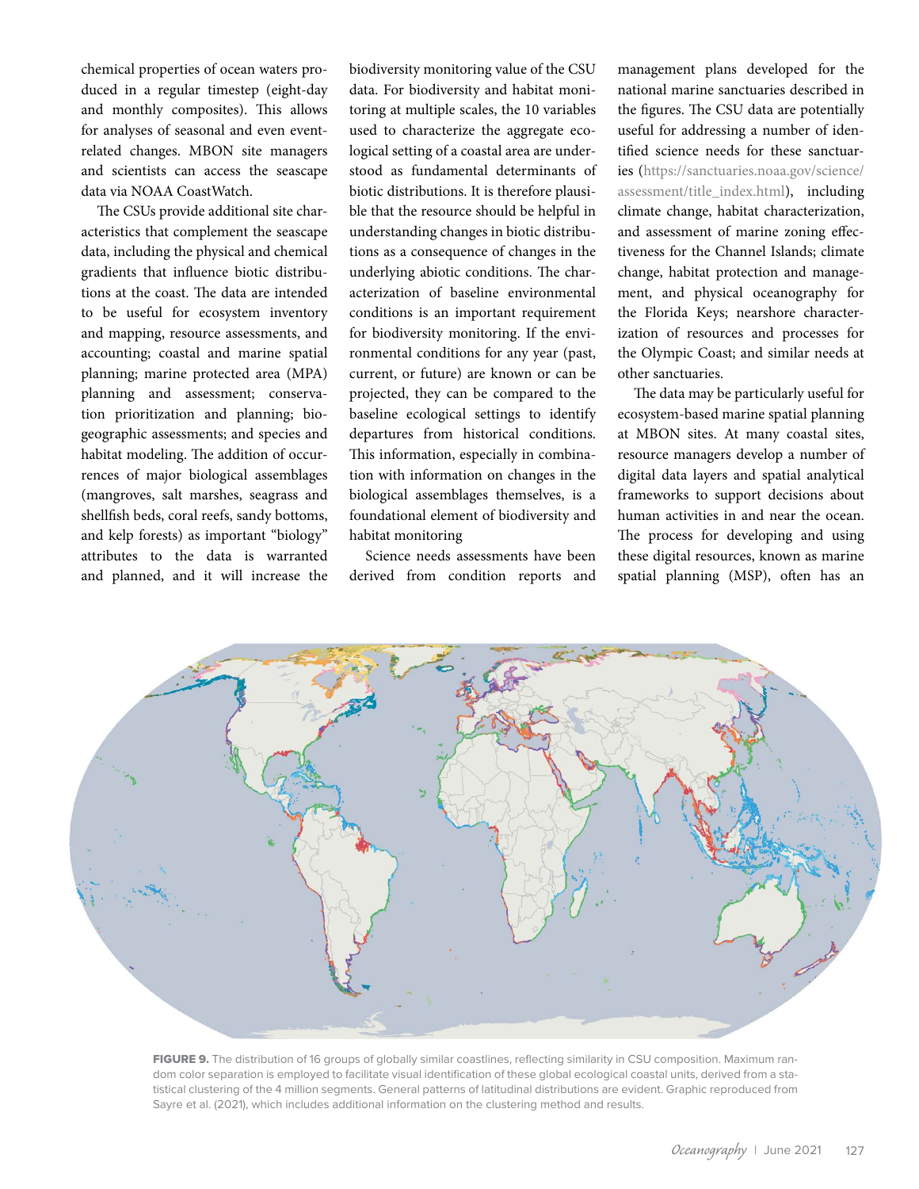chemical properties of ocean waters produced in a regular timestep (eight-day and monthly composites). This allows for analyses of seasonal and even event-related changes. MBON site managers and scientists can access the seascape data via NOAA CoastWatch.

The CSUs provide additional site characteristics that complement the seascape data, including the physical and chemical gradients that influence biotic distributions at the coast. The data are intended to be useful for ecosystem inventory and mapping, resource assessments, and accounting; coastal and marine spatial planning; marine protected area (MPA) planning and assessment; conservation prioritization and planning; biogeographic assessments; and species and habitat modeling. The addition of occurrences of major biological assemblages (mangroves, salt marshes, seagrass and shellfish beds, coral reefs, sandy bottoms, and kelp forests) as important "biology" attributes to the data is warranted and planned, and it will increase the biodiversity monitoring value of the CSU data. For biodiversity and habitat monitoring at multiple scales, the 10 variables used to characterize the aggregate ecological setting of a coastal area are understood as fundamental determinants of biotic distributions. It is therefore plausible that the resource should be helpful in understanding changes in biotic distributions as a consequence of changes in the underlying abiotic conditions. The characterization of baseline environmental conditions is an important requirement for biodiversity monitoring. If the environmental conditions for any year (past, current, or future) are known or can be projected, they can be compared to the baseline ecological settings to identify departures from historical conditions. This information, especially in combination with information on changes in the biological assemblages themselves, is a foundational element of biodiversity and habitat monitoring

Science needs assessments have been derived from condition reports and management plans developed for the national marine sanctuaries described in the figures. The CSU data are potentially useful for addressing a number of identified science needs for these sanctuaries (https://sanctuaries.noaa.gov/science/assessment/title_index.html), including climate change, habitat characterization, and assessment of marine zoning effectiveness for the Channel Islands; climate change, habitat protection and management, and physical oceanography for the Florida Keys; nearshore characterization of resources and processes for the Olympic Coast; and similar needs at other sanctuaries.

The data may be particularly useful for ecosystem-based marine spatial planning at MBON sites. At many coastal sites, resource managers develop a number of digital data layers and spatial analytical frameworks to support decisions about human activities in and near the ocean. The process for developing and using these digital resources, known as marine spatial planning (MSP), often has an

**FIGURE 9.** The distribution of 16 groups of globally similar coastlines, reflecting similarity in CSU composition. Maximum random color separation is employed to facilitate visual identification of these global ecological coastal units, derived from a statistical clustering of the 4 million segments. General patterns of latitudinal distributions are evident. Graphic reproduced from Sayre et al. (2021), which includes additional information on the clustering method and results.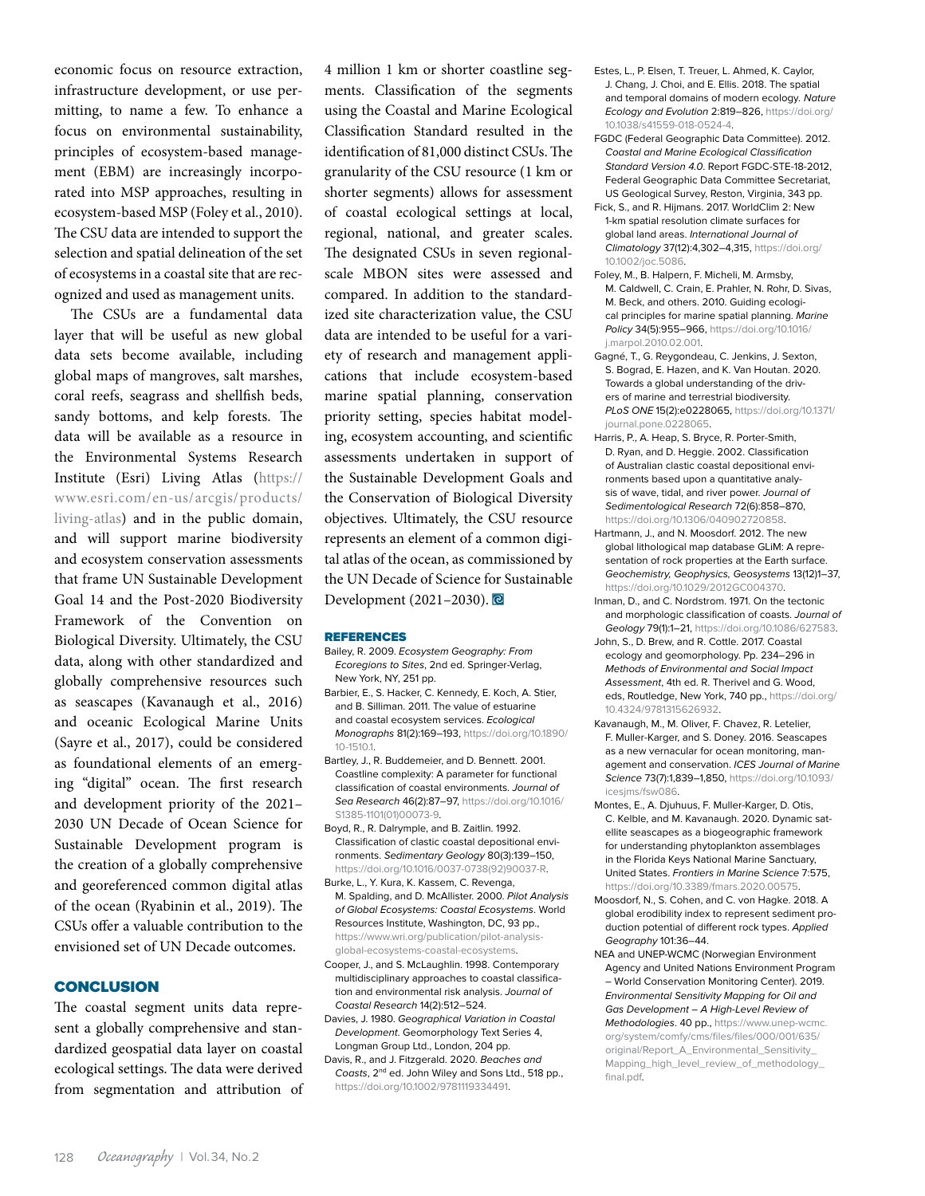economic focus on resource extraction, infrastructure development, or use permitting, to name a few. To enhance a focus on environmental sustainability, principles of ecosystem-based management (EBM) are increasingly incorporated into MSP approaches, resulting in ecosystem-based MSP (Foley et al., 2010). The CSU data are intended to support the selection and spatial delineation of the set of ecosystems in a coastal site that are recognized and used as management units.

The CSUs are a fundamental data layer that will be useful as new global data sets become available, including global maps of mangroves, salt marshes, coral reefs, seagrass and shellfish beds, sandy bottoms, and kelp forests. The data will be available as a resource in the Environmental Systems Research Institute (Esri) Living Atlas (https://www.esri.com/en-us/arcgis/products/living-atlas) and in the public domain, and will support marine biodiversity and ecosystem conservation assessments that frame UN Sustainable Development Goal 14 and the Post-2020 Biodiversity Framework of the Convention on Biological Diversity. Ultimately, the CSU data, along with other standardized and globally comprehensive resources such as seascapes (Kavanaugh et al., 2016) and oceanic Ecological Marine Units (Sayre et al., 2017), could be considered as foundational elements of an emerging "digital" ocean. The first research and development priority of the 2021–2030 UN Decade of Ocean Science for Sustainable Development program is the creation of a globally comprehensive and georeferenced common digital atlas of the ocean (Ryabinin et al., 2019). The CSUs offer a valuable contribution to the envisioned set of UN Decade outcomes.

## CONCLUSION

The coastal segment units data represent a globally comprehensive and standardized geospatial data layer on coastal ecological settings. The data were derived from segmentation and attribution of 4 million 1 km or shorter coastline segments. Classification of the segments using the Coastal and Marine Ecological Classification Standard resulted in the identification of 81,000 distinct CSUs. The granularity of the CSU resource (1 km or shorter segments) allows for assessment of coastal ecological settings at local, regional, national, and greater scales. The designated CSUs in seven regional-scale MBON sites were assessed and compared. In addition to the standardized site characterization value, the CSU data are intended to be useful for a variety of research and management applications that include ecosystem-based marine spatial planning, conservation priority setting, species habitat modeling, ecosystem accounting, and scientific assessments undertaken in support of the Sustainable Development Goals and the Conservation of Biological Diversity objectives. Ultimately, the CSU resource represents an element of a common digital atlas of the ocean, as commissioned by the UN Decade of Science for Sustainable Development (2021–2030).

## REFERENCES

Bailey, R. 2009. *Ecosystem Geography: From Ecoregions to Sites*, 2nd ed. Springer-Verlag, New York, NY, 251 pp.

Barbier, E., S. Hacker, C. Kennedy, E. Koch, A. Stier, and B. Silliman. 2011. The value of estuarine and coastal ecosystem services. *Ecological Monographs* 81(2):169–193, https://doi.org/10.1890/10-1510.1.

Bartley, J., R. Buddemeier, and D. Bennett. 2001. Coastline complexity: A parameter for functional classification of coastal environments. *Journal of Sea Research* 46(2):87–97, https://doi.org/10.1016/S1385-1101(01)00073-9.

Boyd, R., R. Dalrymple, and B. Zaitlin. 1992. Classification of clastic coastal depositional environments. *Sedimentary Geology* 80(3):139–150, https://doi.org/10.1016/0037-0738(92)90037-R.

Burke, L., Y. Kura, K. Kassem, C. Revenga, M. Spalding, and D. McAllister. 2000. *Pilot Analysis of Global Ecosystems: Coastal Ecosystems*. World Resources Institute, Washington, DC, 93 pp., https://www.wri.org/publication/pilot-analysis-global-ecosystems-coastal-ecosystems.

Cooper, J., and S. McLaughlin. 1998. Contemporary multidisciplinary approaches to coastal classification and environmental risk analysis. *Journal of Coastal Research* 14(2):512–524.

Davies, J. 1980. *Geographical Variation in Coastal Development*. Geomorphology Text Series 4, Longman Group Ltd., London, 204 pp.

Davis, R., and J. Fitzgerald. 2020. *Beaches and Coasts*, 2nd ed. John Wiley and Sons Ltd., 518 pp., https://doi.org/10.1002/9781119334491.

Estes, L., P. Elsen, T. Treuer, L. Ahmed, K. Caylor, J. Chang, J. Choi, and E. Ellis. 2018. The spatial and temporal domains of modern ecology. *Nature Ecology and Evolution* 2:819–826, https://doi.org/10.1038/s41559-018-0524-4.

FGDC (Federal Geographic Data Committee). 2012. *Coastal and Marine Ecological Classification Standard Version 4.0*. Report FGDC-STE-18-2012, Federal Geographic Data Committee Secretariat, US Geological Survey, Reston, Virginia, 343 pp.

Fick, S., and R. Hijmans. 2017. WorldClim 2: New 1-km spatial resolution climate surfaces for global land areas. *International Journal of Climatology* 37(12):4,302–4,315, https://doi.org/10.1002/joc.5086.

Foley, M., B. Halpern, F. Micheli, M. Armsby, M. Caldwell, C. Crain, E. Prahler, N. Rohr, D. Sivas, M. Beck, and others. 2010. Guiding ecological principles for marine spatial planning. *Marine Policy* 34(5):955–966, https://doi.org/10.1016/j.marpol.2010.02.001.

Gagné, T., G. Reygondeau, C. Jenkins, J. Sexton, S. Bograd, E. Hazen, and K. Van Houtan. 2020. Towards a global understanding of the drivers of marine and terrestrial biodiversity. *PLoS ONE* 15(2):e0228065, https://doi.org/10.1371/journal.pone.0228065.

Harris, P., A. Heap, S. Bryce, R. Porter-Smith, D. Ryan, and D. Heggie. 2002. Classification of Australian clastic coastal depositional environments based upon a quantitative analysis of wave, tidal, and river power. *Journal of Sedimentological Research* 72(6):858–870, https://doi.org/10.1306/040902720858.

Hartmann, J., and N. Moosdorf. 2012. The new global lithological map database GLiM: A representation of rock properties at the Earth surface. *Geochemistry, Geophysics, Geosystems* 13(12)1–37, https://doi.org/10.1029/2012GC004370.

Inman, D., and C. Nordstrom. 1971. On the tectonic and morphologic classification of coasts. *Journal of Geology* 79(1):1–21, https://doi.org/10.1086/627583.

John, S., D. Brew, and R. Cottle. 2017. Coastal ecology and geomorphology. Pp. 234–296 in *Methods of Environmental and Social Impact Assessment*, 4th ed. R. Therivel and G. Wood, eds, Routledge, New York, 740 pp., https://doi.org/10.4324/9781315626932.

Kavanaugh, M., M. Oliver, F. Chavez, R. Letelier, F. Muller-Karger, and S. Doney. 2016. Seascapes as a new vernacular for ocean monitoring, management and conservation. *ICES Journal of Marine Science* 73(7):1,839–1,850, https://doi.org/10.1093/icesjms/fsw086.

Montes, E., A. Djuhuus, F. Muller-Karger, D. Otis, C. Kelble, and M. Kavanaugh. 2020. Dynamic satellite seascapes as a biogeographic framework for understanding phytoplankton assemblages in the Florida Keys National Marine Sanctuary, United States. *Frontiers in Marine Science* 7:575, https://doi.org/10.3389/fmars.2020.00575.

Moosdorf, N., S. Cohen, and C. von Hagke. 2018. A global erodibility index to represent sediment production potential of different rock types. *Applied Geography* 101:36–44.

NEA and UNEP-WCMC (Norwegian Environment Agency and United Nations Environment Program – World Conservation Monitoring Center). 2019. *Environmental Sensitivity Mapping for Oil and Gas Development – A High-Level Review of Methodologies*. 40 pp., https://www.unep-wcmc.org/system/comfy/cms/files/files/000/001/635/original/Report_A_Environmental_Sensitivity_Mapping_high_level_review_of_methodology_final.pdf.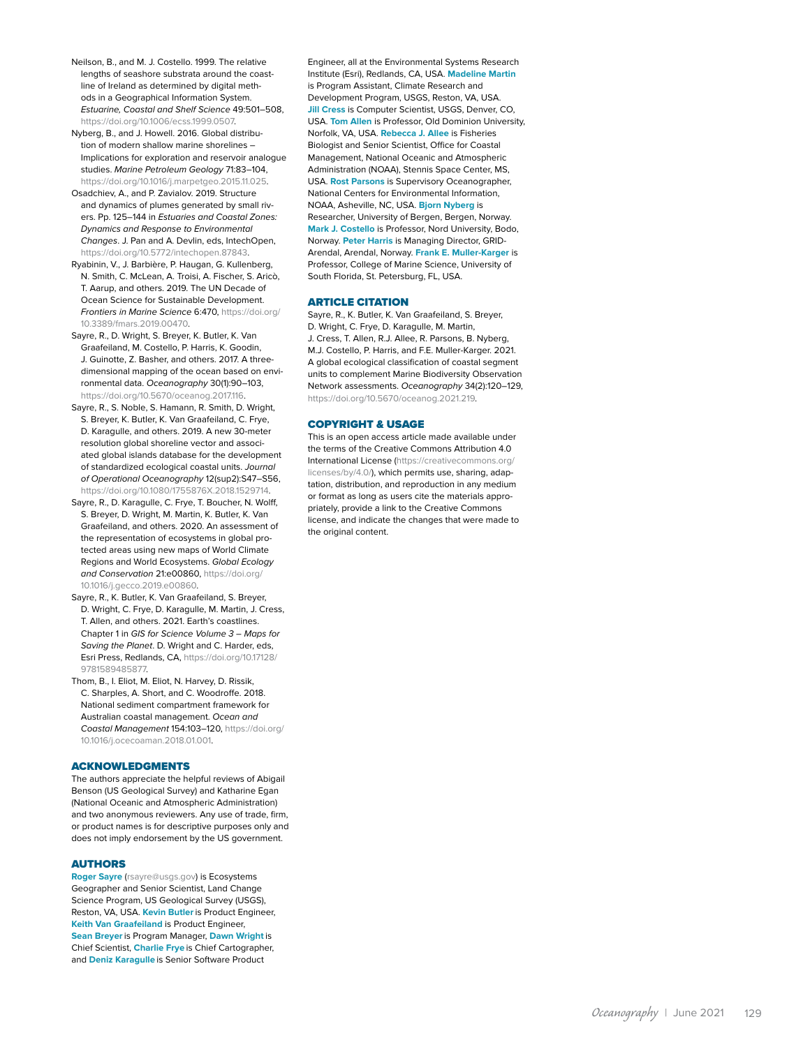Neilson, B., and M. J. Costello. 1999. The relative lengths of seashore substrata around the coastline of Ireland as determined by digital methods in a Geographical Information System. *Estuarine, Coastal and Shelf Science* 49:501–508, https://doi.org/10.1006/ecss.1999.0507.

Nyberg, B., and J. Howell. 2016. Global distribution of modern shallow marine shorelines – Implications for exploration and reservoir analogue studies. *Marine Petroleum Geology* 71:83–104, https://doi.org/10.1016/j.marpetgeo.2015.11.025.

Osadchiev, A., and P. Zavialov. 2019. Structure and dynamics of plumes generated by small rivers. Pp. 125–144 in *Estuaries and Coastal Zones: Dynamics and Response to Environmental Changes*. J. Pan and A. Devlin, eds, IntechOpen, https://doi.org/10.5772/intechopen.87843.

Ryabinin, V., J. Barbière, P. Haugan, G. Kullenberg, N. Smith, C. McLean, A. Troisi, A. Fischer, S. Aricò, T. Aarup, and others. 2019. The UN Decade of Ocean Science for Sustainable Development. *Frontiers in Marine Science* 6:470, https://doi.org/10.3389/fmars.2019.00470.

Sayre, R., D. Wright, S. Breyer, K. Butler, K. Van Graafeiland, M. Costello, P. Harris, K. Goodin, J. Guinotte, Z. Basher, and others. 2017. A three-dimensional mapping of the ocean based on environmental data. *Oceanography* 30(1):90–103, https://doi.org/10.5670/oceanog.2017.116.

Sayre, R., S. Noble, S. Hamann, R. Smith, D. Wright, S. Breyer, K. Butler, K. Van Graafeiland, C. Frye, D. Karagulle, and others. 2019. A new 30-meter resolution global shoreline vector and associated global islands database for the development of standardized ecological coastal units. *Journal of Operational Oceanography* 12(sup2):S47–S56, https://doi.org/10.1080/1755876X.2018.1529714.

Sayre, R., D. Karagulle, C. Frye, T. Boucher, N. Wolff, S. Breyer, D. Wright, M. Martin, K. Butler, K. Van Graafeiland, and others. 2020. An assessment of the representation of ecosystems in global protected areas using new maps of World Climate Regions and World Ecosystems. *Global Ecology and Conservation* 21:e00860, https://doi.org/10.1016/j.gecco.2019.e00860.

Sayre, R., K. Butler, K. Van Graafeiland, S. Breyer, D. Wright, C. Frye, D. Karagulle, M. Martin, J. Cress, T. Allen, and others. 2021. Earth's coastlines. Chapter 1 in *GIS for Science Volume 3 – Maps for Saving the Planet*. D. Wright and C. Harder, eds, Esri Press, Redlands, CA, https://doi.org/10.17128/9781589485877.

Thom, B., I. Eliot, M. Eliot, N. Harvey, D. Rissik, C. Sharples, A. Short, and C. Woodroffe. 2018. National sediment compartment framework for Australian coastal management. *Ocean and Coastal Management* 154:103–120, https://doi.org/10.1016/j.ocecoaman.2018.01.001.

## ACKNOWLEDGMENTS

The authors appreciate the helpful reviews of Abigail Benson (US Geological Survey) and Katharine Egan (National Oceanic and Atmospheric Administration) and two anonymous reviewers. Any use of trade, firm, or product names is for descriptive purposes only and does not imply endorsement by the US government.

## AUTHORS

**Roger Sayre** (rsayre@usgs.gov) is Ecosystems Geographer and Senior Scientist, Land Change Science Program, US Geological Survey (USGS), Reston, VA, USA. **Kevin Butler** is Product Engineer, **Keith Van Graafeiland** is Product Engineer, **Sean Breyer** is Program Manager, **Dawn Wright** is Chief Scientist, **Charlie Frye** is Chief Cartographer, and **Deniz Karagulle** is Senior Software Product Engineer, all at the Environmental Systems Research Institute (Esri), Redlands, CA, USA. **Madeline Martin** is Program Assistant, Climate Research and Development Program, USGS, Reston, VA, USA. **Jill Cress** is Computer Scientist, USGS, Denver, CO, USA. **Tom Allen** is Professor, Old Dominion University, Norfolk, VA, USA. **Rebecca J. Allee** is Fisheries Biologist and Senior Scientist, Office for Coastal Management, National Oceanic and Atmospheric Administration (NOAA), Stennis Space Center, MS, USA. **Rost Parsons** is Supervisory Oceanographer, National Centers for Environmental Information, NOAA, Asheville, NC, USA. **Bjorn Nyberg** is Researcher, University of Bergen, Bergen, Norway. **Mark J. Costello** is Professor, Nord University, Bodo, Norway. **Peter Harris** is Managing Director, GRID-Arendal, Arendal, Norway. **Frank E. Muller-Karger** is Professor, College of Marine Science, University of South Florida, St. Petersburg, FL, USA.

## ARTICLE CITATION

Sayre, R., K. Butler, K. Van Graafeiland, S. Breyer, D. Wright, C. Frye, D. Karagulle, M. Martin, J. Cress, T. Allen, R.J. Allee, R. Parsons, B. Nyberg, M.J. Costello, P. Harris, and F.E. Muller-Karger. 2021. A global ecological classification of coastal segment units to complement Marine Biodiversity Observation Network assessments. *Oceanography* 34(2):120–129, https://doi.org/10.5670/oceanog.2021.219.

## COPYRIGHT & USAGE

This is an open access article made available under the terms of the Creative Commons Attribution 4.0 International License (https://creativecommons.org/licenses/by/4.0/), which permits use, sharing, adaptation, distribution, and reproduction in any medium or format as long as users cite the materials appropriately, provide a link to the Creative Commons license, and indicate the changes that were made to the original content.